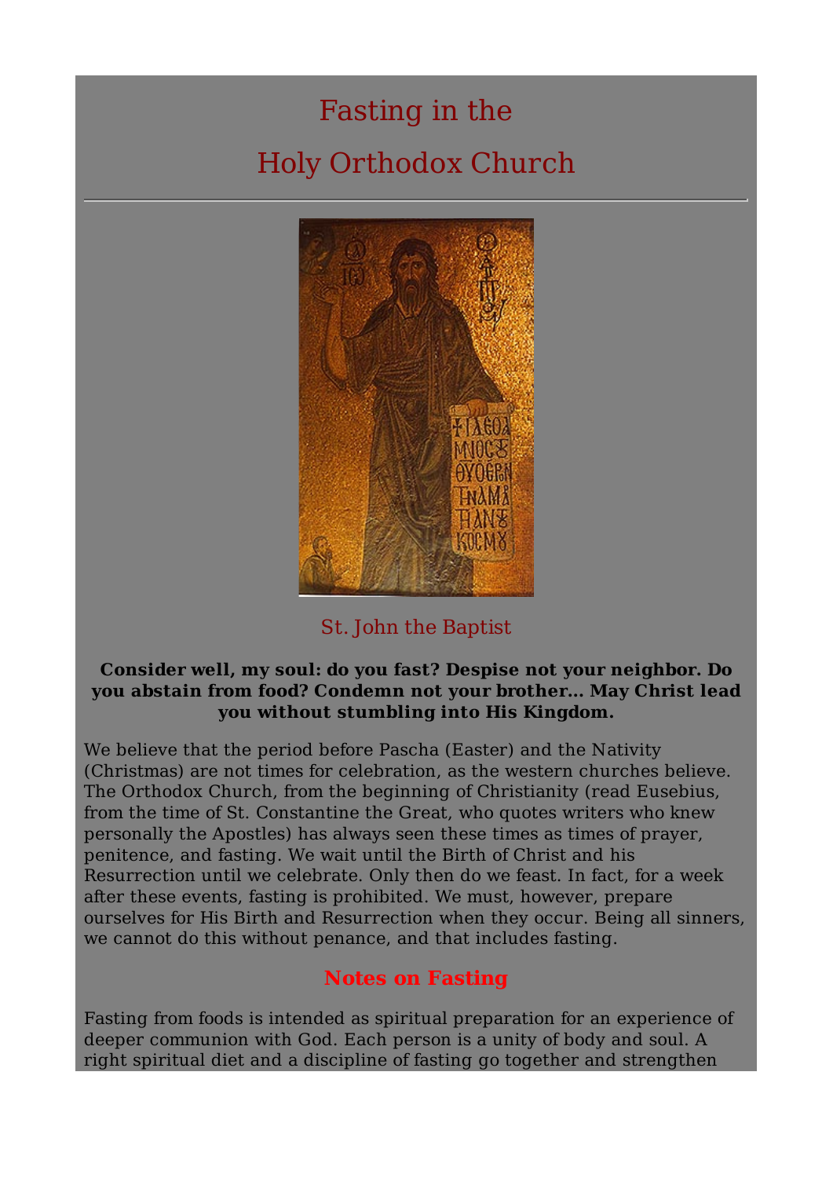# Fasting in the

# Holy Orthodox Church

---

St. John the Baptist

**Consider well, my soul: do you fast? Despise not your neighbor. Do you abstain from food? Condemn not your brother... May Christ lead you without stumbling into His Kingdom.**

We believe that the period before Pascha (Easter) and the Nativity (Christmas) are not times for celebration, as the western churches believe. The Orthodox Church, from the beginning of Christianity (read Eusebius, from the time of St. Constantine the Great, who quotes writers who knew personally the Apostles) has always seen these times as times of prayer, penitence, and fasting. We wait until the Birth of Christ and his Resurrection until we celebrate. Only then do we feast. In fact, for a week after these events, fasting is prohibited. We must, however, prepare ourselves for His Birth and Resurrection when they occur. Being all sinners, we cannot do this without penance, and that includes fasting.

## Notes on Fasting

Fasting from foods is intended as spiritual preparation for an experience of deeper communion with God. Each person is a unity of body and soul. A right spiritual diet and a discipline of fasting go together and strengthen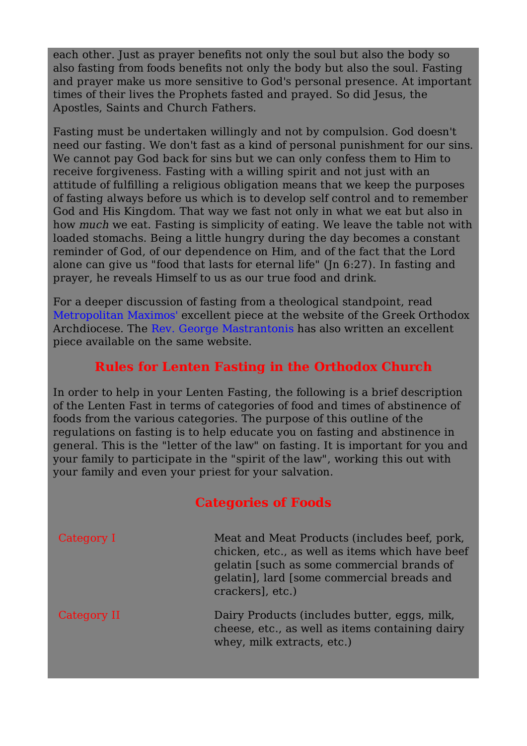each other. Just as prayer benefits not only the soul but also the body so also fasting from foods benefits not only the body but also the soul. Fasting and prayer make us more sensitive to God's personal presence. At important times of their lives the Prophets fasted and prayed. So did Jesus, the Apostles, Saints and Church Fathers.

Fasting must be undertaken willingly and not by compulsion. God doesn't need our fasting. We don't fast as a kind of personal punishment for our sins. We cannot pay God back for sins but we can only confess them to Him to receive forgiveness. Fasting with a willing spirit and not just with an attitude of fulfilling a religious obligation means that we keep the purposes of fasting always before us which is to develop self control and to remember God and His Kingdom. That way we fast not only in what we eat but also in how *much* we eat. Fasting is simplicity of eating. We leave the table not with loaded stomachs. Being a little hungry during the day becomes a constant reminder of God, of our dependence on Him, and of the fact that the Lord alone can give us "food that lasts for eternal life" (Jn 6:27). In fasting and prayer, he reveals Himself to us as our true food and drink.

For a deeper discussion of fasting from a theological standpoint, read Metropolitan Maximos' excellent piece at the website of the Greek Orthodox Archdiocese. The Rev. George Mastrantonis has also written an excellent piece available on the same website.

## Rules for Lenten Fasting in the Orthodox Church

In order to help in your Lenten Fasting, the following is a brief description of the Lenten Fast in terms of categories of food and times of abstinence of foods from the various categories. The purpose of this outline of the regulations on fasting is to help educate you on fasting and abstinence in general. This is the "letter of the law" on fasting. It is important for you and your family to participate in the "spirit of the law", working this out with your family and even your priest for your salvation.

## Categories of Foods

| | |
|---|---|
| Category I | Meat and Meat Products (includes beef, pork, chicken, etc., as well as items which have beef gelatin [such as some commercial brands of gelatin], lard [some commercial breads and crackers], etc.) |
| Category II | Dairy Products (includes butter, eggs, milk, cheese, etc., as well as items containing dairy whey, milk extracts, etc.) |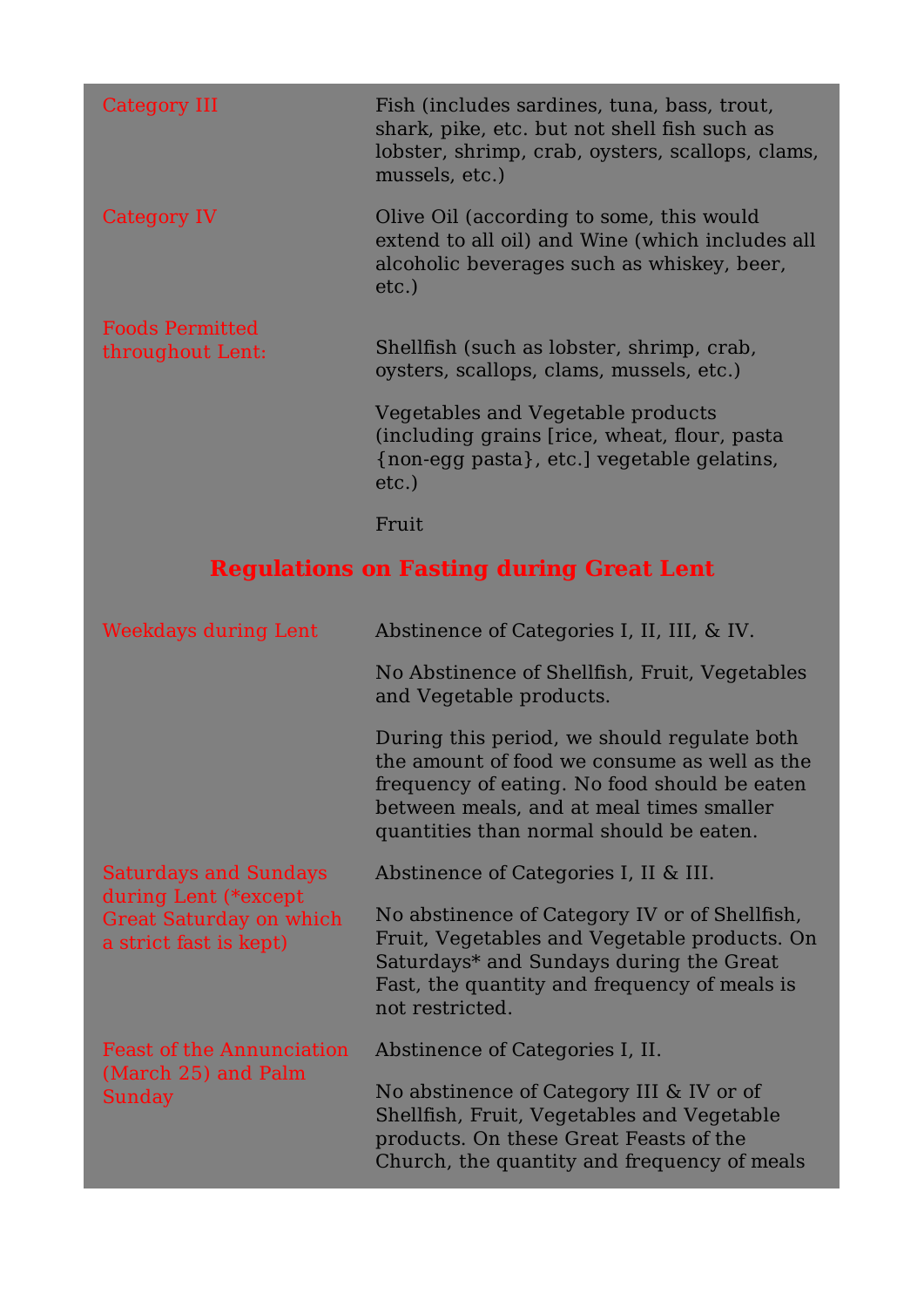| | |
|---|---|
| Category III | Fish (includes sardines, tuna, bass, trout, shark, pike, etc. but not shell fish such as lobster, shrimp, crab, oysters, scallops, clams, mussels, etc.) |
| Category IV | Olive Oil (according to some, this would extend to all oil) and Wine (which includes all alcoholic beverages such as whiskey, beer, etc.) |
| Foods Permitted throughout Lent: | Shellfish (such as lobster, shrimp, crab, oysters, scallops, clams, mussels, etc.)<br><br>Vegetables and Vegetable products (including grains [rice, wheat, flour, pasta {non-egg pasta}, etc.] vegetable gelatins, etc.)<br><br>Fruit |

## Regulations on Fasting during Great Lent

| | |
|---|---|
| Weekdays during Lent | Abstinence of Categories I, II, III, & IV.<br><br>No Abstinence of Shellfish, Fruit, Vegetables and Vegetable products.<br><br>During this period, we should regulate both the amount of food we consume as well as the frequency of eating. No food should be eaten between meals, and at meal times smaller quantities than normal should be eaten. |
| Saturdays and Sundays during Lent (*except Great Saturday on which a strict fast is kept) | Abstinence of Categories I, II & III.<br><br>No abstinence of Category IV or of Shellfish, Fruit, Vegetables and Vegetable products. On Saturdays* and Sundays during the Great Fast, the quantity and frequency of meals is not restricted. |
| Feast of the Annunciation (March 25) and Palm Sunday | Abstinence of Categories I, II.<br><br>No abstinence of Category III & IV or of Shellfish, Fruit, Vegetables and Vegetable products. On these Great Feasts of the Church, the quantity and frequency of meals |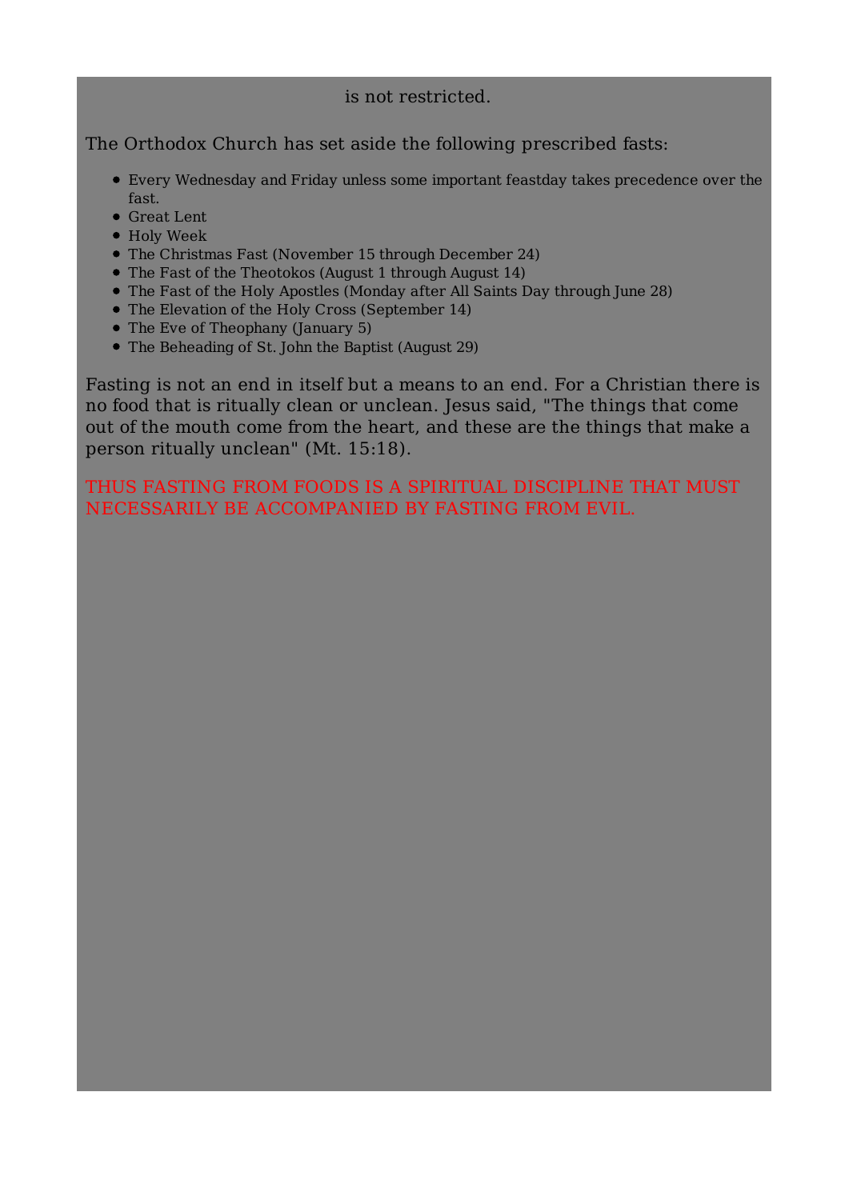is not restricted.

The Orthodox Church has set aside the following prescribed fasts:

- Every Wednesday and Friday unless some important feastday takes precedence over the fast.
- Great Lent
- Holy Week
- The Christmas Fast (November 15 through December 24)
- The Fast of the Theotokos (August 1 through August 14)
- The Fast of the Holy Apostles (Monday after All Saints Day through June 28)
- The Elevation of the Holy Cross (September 14)
- The Eve of Theophany (January 5)
- The Beheading of St. John the Baptist (August 29)

Fasting is not an end in itself but a means to an end. For a Christian there is no food that is ritually clean or unclean. Jesus said, "The things that come out of the mouth come from the heart, and these are the things that make a person ritually unclean" (Mt. 15:18).

THUS FASTING FROM FOODS IS A SPIRITUAL DISCIPLINE THAT MUST NECESSARILY BE ACCOMPANIED BY FASTING FROM EVIL.